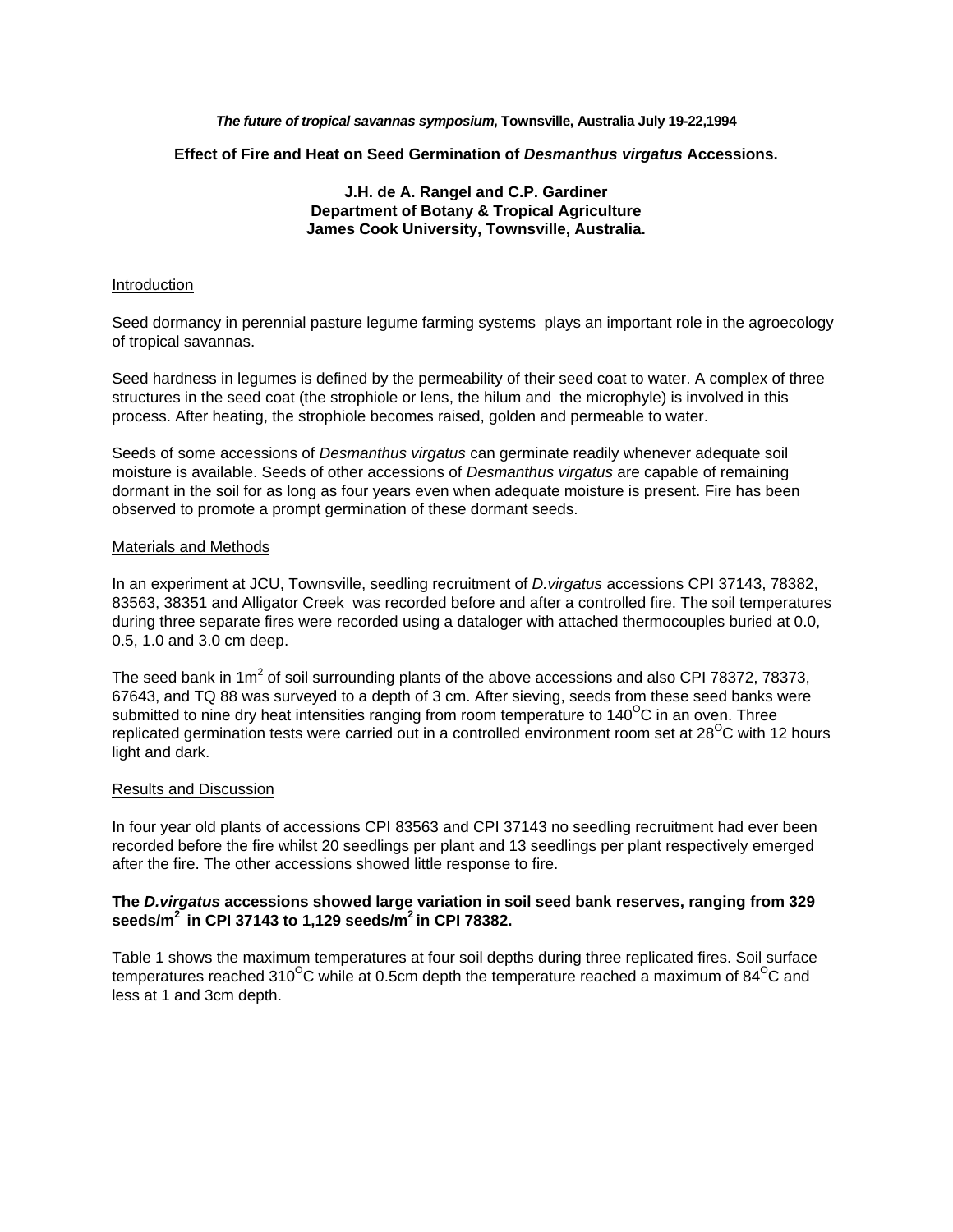*The future of tropical savannas symposium*, **Townsville, Australia July 19-22,1994**

## Effect of Fire and Heat on Seed Germination of *Desmanthus virgatus* Accessions.

**J.H. de A. Rangel and C.P. Gardiner**
**Department of Botany & Tropical Agriculture**
**James Cook University, Townsville, Australia.**

### Introduction

Seed dormancy in perennial pasture legume farming systems plays an important role in the agroecology of tropical savannas.

Seed hardness in legumes is defined by the permeability of their seed coat to water. A complex of three structures in the seed coat (the strophiole or lens, the hilum and the microphyle) is involved in this process. After heating, the strophiole becomes raised, golden and permeable to water.

Seeds of some accessions of *Desmanthus virgatus* can germinate readily whenever adequate soil moisture is available. Seeds of other accessions of *Desmanthus virgatus* are capable of remaining dormant in the soil for as long as four years even when adequate moisture is present. Fire has been observed to promote a prompt germination of these dormant seeds.

### Materials and Methods

In an experiment at JCU, Townsville, seedling recruitment of *D.virgatus* accessions CPI 37143, 78382, 83563, 38351 and Alligator Creek was recorded before and after a controlled fire. The soil temperatures during three separate fires were recorded using a dataloger with attached thermocouples buried at 0.0, 0.5, 1.0 and 3.0 cm deep.

The seed bank in $1m^2$ of soil surrounding plants of the above accessions and also CPI 78372, 78373, 67643, and TQ 88 was surveyed to a depth of 3 cm. After sieving, seeds from these seed banks were submitted to nine dry heat intensities ranging from room temperature to $140^{O}C$ in an oven. Three replicated germination tests were carried out in a controlled environment room set at $28^{O}C$ with 12 hours light and dark.

### Results and Discussion

In four year old plants of accessions CPI 83563 and CPI 37143 no seedling recruitment had ever been recorded before the fire whilst 20 seedlings per plant and 13 seedlings per plant respectively emerged after the fire. The other accessions showed little response to fire.

**The *D.virgatus* accessions showed large variation in soil seed bank reserves, ranging from 329 seeds/$m^2$ in CPI 37143 to 1,129 seeds/$m^2$ in CPI 78382.**

Table 1 shows the maximum temperatures at four soil depths during three replicated fires. Soil surface temperatures reached $310^{O}C$ while at 0.5cm depth the temperature reached a maximum of $84^{O}C$ and less at 1 and 3cm depth.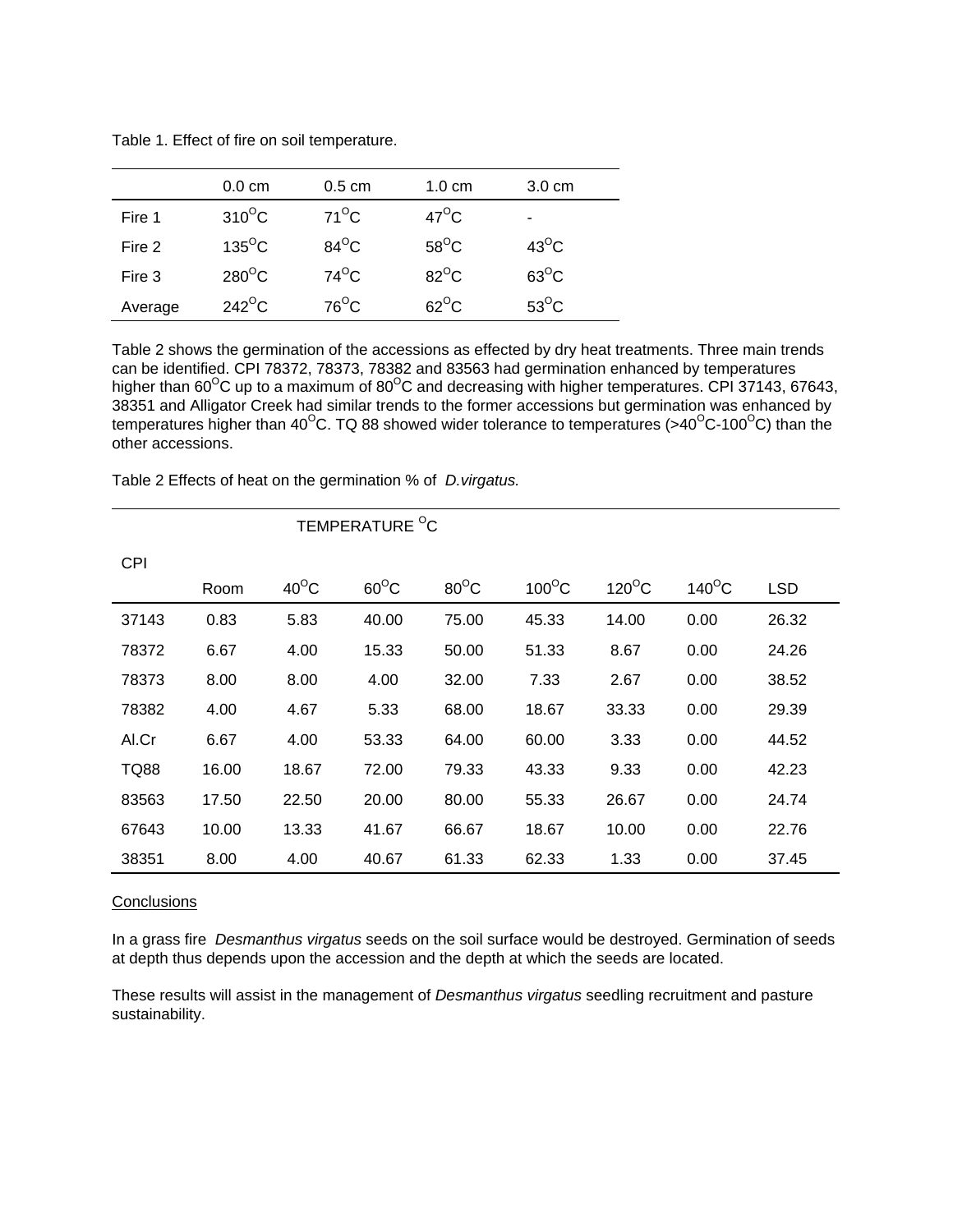Table 1. Effect of fire on soil temperature.

| | 0.0 cm | 0.5 cm | 1.0 cm | 3.0 cm |
|---|---|---|---|---|
| Fire 1 | 310$^{O}$C | 71$^{O}$C | 47$^{O}$C | - |
| Fire 2 | 135$^{O}$C | 84$^{O}$C | 58$^{O}$C | 43$^{O}$C |
| Fire 3 | 280$^{O}$C | 74$^{O}$C | 82$^{O}$C | 63$^{O}$C |
| Average | 242$^{O}$C | 76$^{O}$C | 62$^{O}$C | 53$^{O}$C |

Table 2 shows the germination of the accessions as effected by dry heat treatments. Three main trends can be identified. CPI 78372, 78373, 78382 and 83563 had germination enhanced by temperatures higher than 60$^{O}$C up to a maximum of 80$^{O}$C and decreasing with higher temperatures. CPI 37143, 67643, 38351 and Alligator Creek had similar trends to the former accessions but germination was enhanced by temperatures higher than 40$^{O}$C. TQ 88 showed wider tolerance to temperatures (>40$^{O}$C-100$^{O}$C) than the other accessions.

Table 2 Effects of heat on the germination % of *D.virgatus.*

| CPI | TEMPERATURE $^{O}$C | | | | | | | |
|---|---|---|---|---|---|---|---|---|
| | Room | 40$^{O}$C | 60$^{O}$C | 80$^{O}$C | 100$^{O}$C | 120$^{O}$C | 140$^{O}$C | LSD |
| 37143 | 0.83 | 5.83 | 40.00 | 75.00 | 45.33 | 14.00 | 0.00 | 26.32 |
| 78372 | 6.67 | 4.00 | 15.33 | 50.00 | 51.33 | 8.67 | 0.00 | 24.26 |
| 78373 | 8.00 | 8.00 | 4.00 | 32.00 | 7.33 | 2.67 | 0.00 | 38.52 |
| 78382 | 4.00 | 4.67 | 5.33 | 68.00 | 18.67 | 33.33 | 0.00 | 29.39 |
| Al.Cr | 6.67 | 4.00 | 53.33 | 64.00 | 60.00 | 3.33 | 0.00 | 44.52 |
| TQ88 | 16.00 | 18.67 | 72.00 | 79.33 | 43.33 | 9.33 | 0.00 | 42.23 |
| 83563 | 17.50 | 22.50 | 20.00 | 80.00 | 55.33 | 26.67 | 0.00 | 24.74 |
| 67643 | 10.00 | 13.33 | 41.67 | 66.67 | 18.67 | 10.00 | 0.00 | 22.76 |
| 38351 | 8.00 | 4.00 | 40.67 | 61.33 | 62.33 | 1.33 | 0.00 | 37.45 |

## Conclusions

In a grass fire *Desmanthus virgatus* seeds on the soil surface would be destroyed. Germination of seeds at depth thus depends upon the accession and the depth at which the seeds are located.

These results will assist in the management of *Desmanthus virgatus* seedling recruitment and pasture sustainability.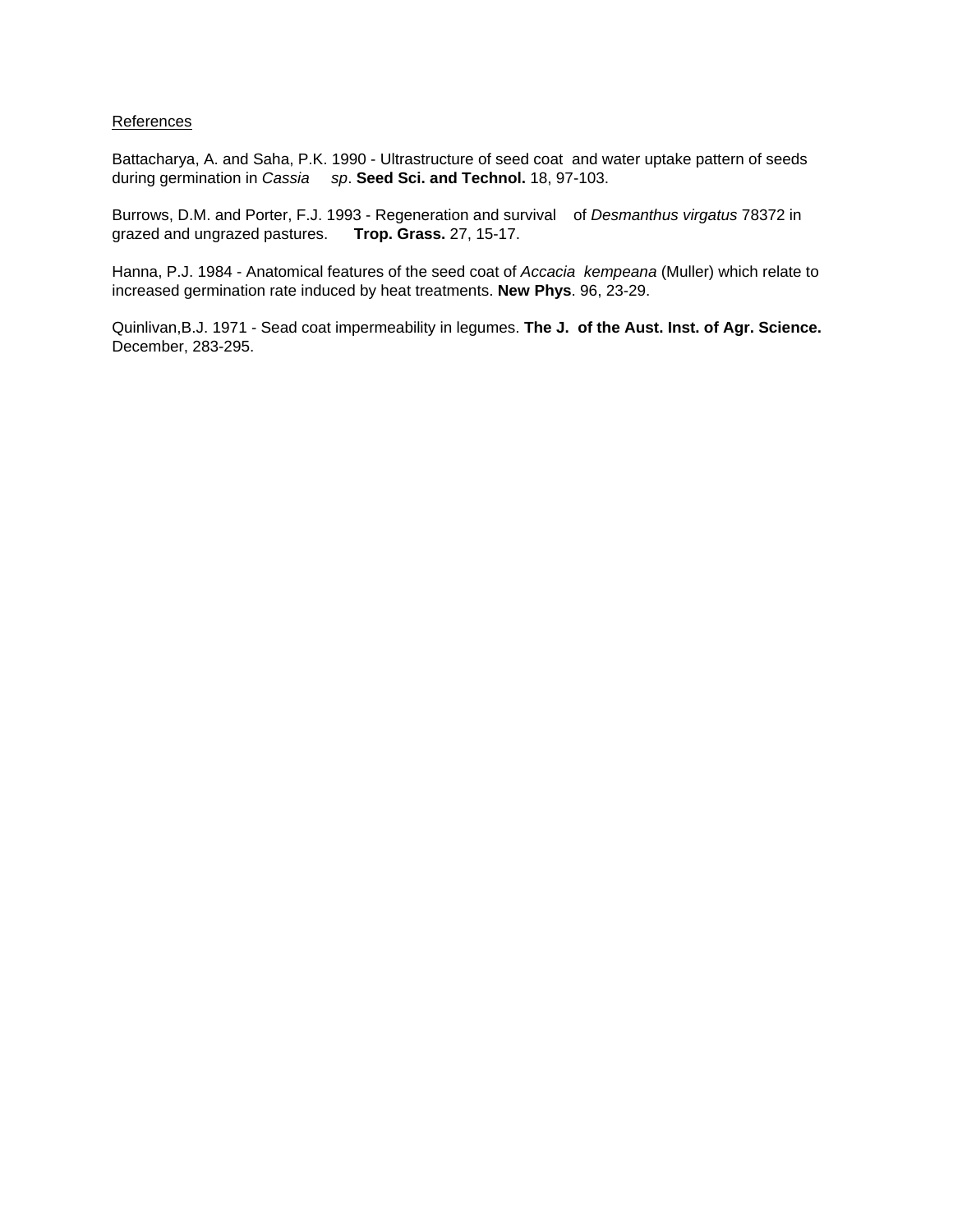References

Battacharya, A. and Saha, P.K. 1990 - Ultrastructure of seed coat and water uptake pattern of seeds during germination in *Cassia sp*. **Seed Sci. and Technol.** 18, 97-103.

Burrows, D.M. and Porter, F.J. 1993 - Regeneration and survival of *Desmanthus virgatus* 78372 in grazed and ungrazed pastures. **Trop. Grass.** 27, 15-17.

Hanna, P.J. 1984 - Anatomical features of the seed coat of *Accacia kempeana* (Muller) which relate to increased germination rate induced by heat treatments. **New Phys**. 96, 23-29.

Quinlivan,B.J. 1971 - Sead coat impermeability in legumes. **The J. of the Aust. Inst. of Agr. Science.** December, 283-295.